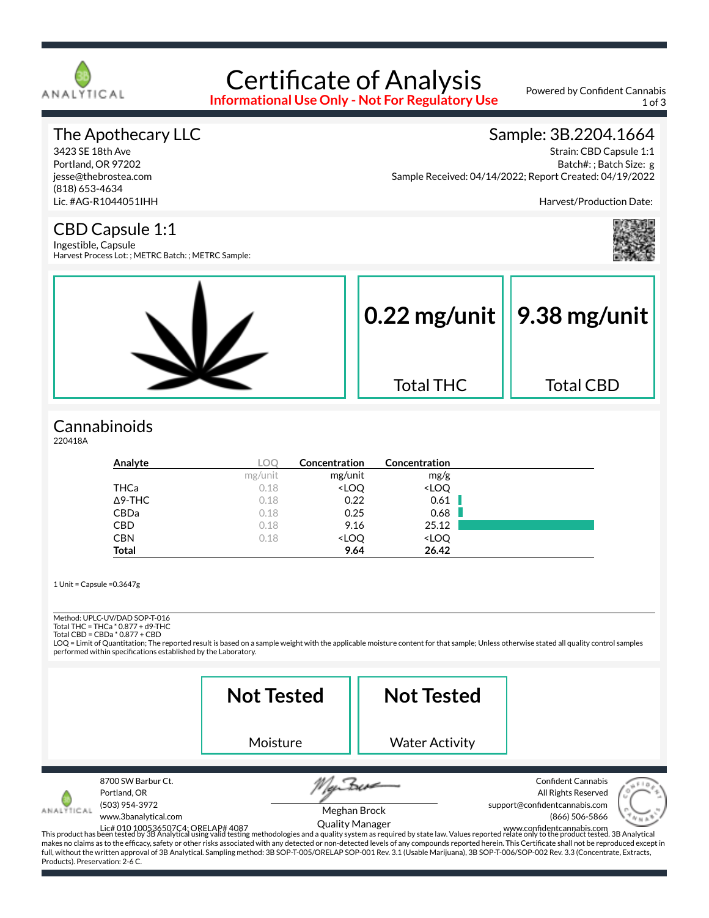# Certificate of Analysis

**Informational Use Only - Not For Regulatory Use**

Powered by Confident Cannabis

## The Apothecary LLC

3423 SE 18th Ave
Portland, OR 97202
jesse@thebrostea.com
(818) 653-4634
Lic. #AG-R1044051IHH

## Sample: 3B.2204.1664

Strain: CBD Capsule 1:1
Batch#: ; Batch Size: g
Sample Received: 04/14/2022; Report Created: 04/19/2022

Harvest/Production Date:

## CBD Capsule 1:1

Ingestible, Capsule
Harvest Process Lot: ; METRC Batch: ; METRC Sample:

**0.22 mg/unit** Total THC

**9.38 mg/unit** Total CBD

## Cannabinoids

220418A

| Analyte | LOQ | Concentration | Concentration |
|---|---|---|---|
| | mg/unit | mg/unit | mg/g |
| THCa | 0.18 | <LOQ | <LOQ |
| Δ9-THC | 0.18 | 0.22 | 0.61 |
| CBDa | 0.18 | 0.25 | 0.68 |
| CBD | 0.18 | 9.16 | 25.12 |
| CBN | 0.18 | <LOQ | <LOQ |
| **Total** | | **9.64** | **26.42** |

1 Unit = Capsule =0.3647g

Method: UPLC-UV/DAD SOP-T-016
Total THC = THCa * 0.877 + d9-THC
Total CBD = CBDa * 0.877 + CBD
LOQ = Limit of Quantitation; The reported result is based on a sample weight with the applicable moisture content for that sample; Unless otherwise stated all quality control samples performed within specifications established by the Laboratory.

**Not Tested** Moisture

**Not Tested** Water Activity

8700 SW Barbur Ct.
Portland, OR
(503) 954-3972
www.3banalytical.com
Lic# 010 100536507C4; ORELAP# 4087

Meghan Brock
Quality Manager

Confident Cannabis
All Rights Reserved
support@confidentcannabis.com
(866) 506-5866
www.confidentcannabis.com

This product has been tested by 3B Analytical using valid testing methodologies and a quality system as required by state law. Values reported relate only to the product tested. 3B Analytical makes no claims as to the efficacy, safety or other risks associated with any detected or non-detected levels of any compounds reported herein. This Certificate shall not be reproduced except in full, without the written approval of 3B Analytical. Sampling method: 3B SOP-T-005/ORELAP SOP-001 Rev. 3.1 (Usable Marijuana), 3B SOP-T-006/SOP-002 Rev. 3.3 (Concentrate, Extracts, Products). Preservation: 2-6 C.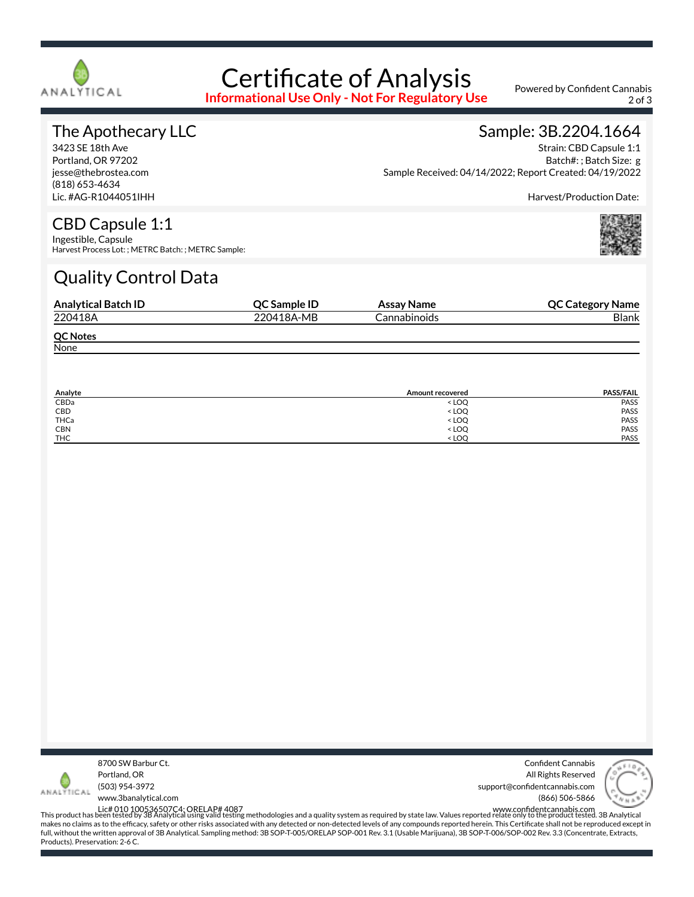# Certificate of Analysis

**Informational Use Only - Not For Regulatory Use**

Powered by Confident Cannabis

## The Apothecary LLC

3423 SE 18th Ave
Portland, OR 97202
jesse@thebrostea.com
(818) 653-4634
Lic. #AG-R1044051IHH

## Sample: 3B.2204.1664

Strain: CBD Capsule 1:1
Batch#: ; Batch Size: g
Sample Received: 04/14/2022; Report Created: 04/19/2022

Harvest/Production Date:

## CBD Capsule 1:1

Ingestible, Capsule
Harvest Process Lot: ; METRC Batch: ; METRC Sample:

# Quality Control Data

| Analytical Batch ID | QC Sample ID | Assay Name | QC Category Name |
|---|---|---|---|
| 220418A | 220418A-MB | Cannabinoids | Blank |

**QC Notes**

None

| Analyte | Amount recovered | PASS/FAIL |
|---|---|---|
| CBDa | < LOQ | PASS |
| CBD | < LOQ | PASS |
| THCa | < LOQ | PASS |
| CBN | < LOQ | PASS |
| THC | < LOQ | PASS |

8700 SW Barbur Ct.
Portland, OR
(503) 954-3972
www.3banalytical.com
Lic# 010 100536507C4; ORELAP# 4087

Confident Cannabis
All Rights Reserved
support@confidentcannabis.com
(866) 506-5866
www.confidentcannabis.com

This product has been tested by 3B Analytical using valid testing methodologies and a quality system as required by state law. Values reported relate only to the product tested. 3B Analytical makes no claims as to the efficacy, safety or other risks associated with any detected or non-detected levels of any compounds reported herein. This Certificate shall not be reproduced except in full, without the written approval of 3B Analytical. Sampling method: 3B SOP-T-005/ORELAP SOP-001 Rev. 3.1 (Usable Marijuana), 3B SOP-T-006/SOP-002 Rev. 3.3 (Concentrate, Extracts, Products). Preservation: 2-6 C.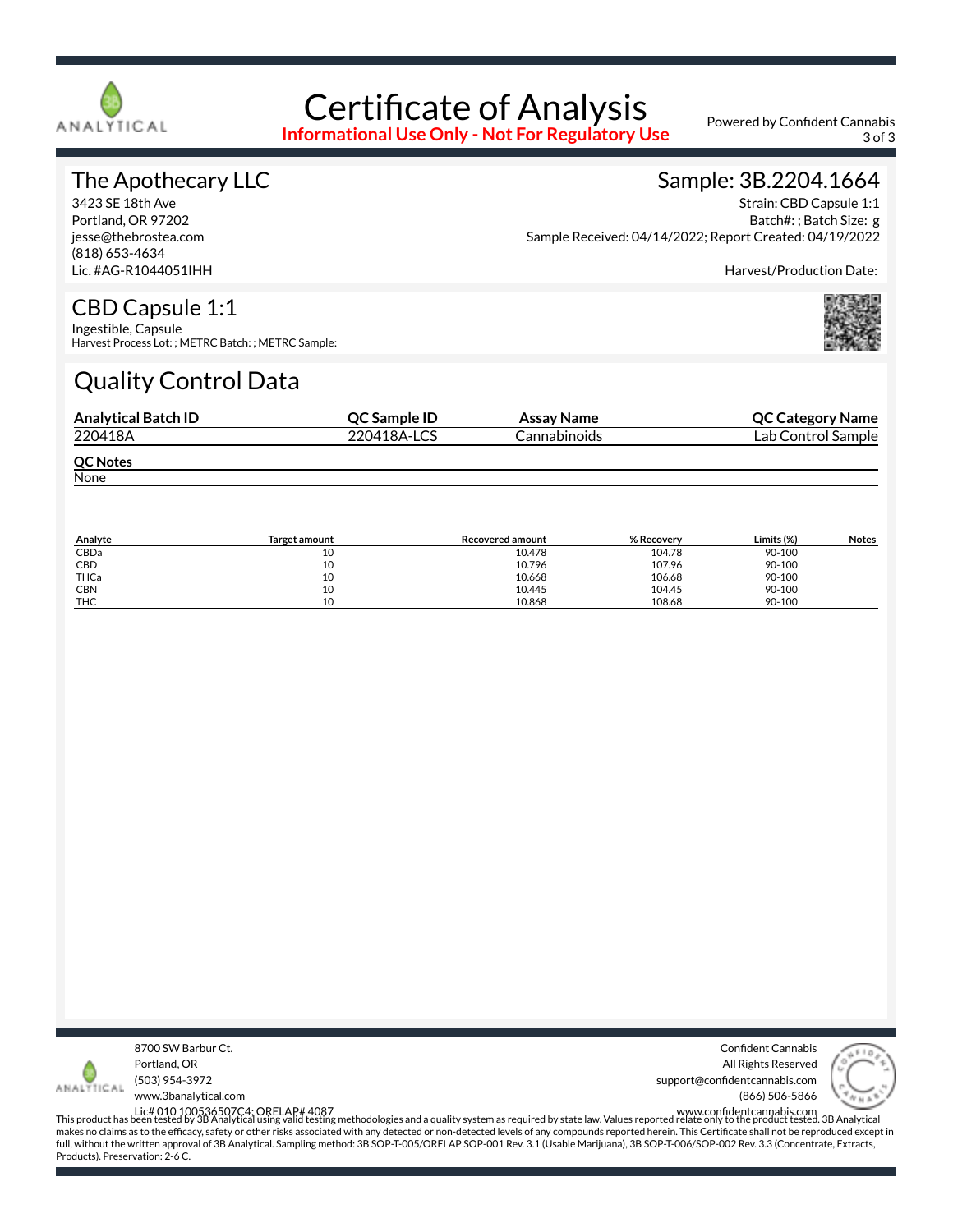# Certificate of Analysis

**Informational Use Only - Not For Regulatory Use**

Powered by Confident Cannabis

## The Apothecary LLC

3423 SE 18th Ave
Portland, OR 97202
jesse@thebrostea.com
(818) 653-4634
Lic. #AG-R1044051IHH

## Sample: 3B.2204.1664

Strain: CBD Capsule 1:1
Batch#: ; Batch Size: g
Sample Received: 04/14/2022; Report Created: 04/19/2022

Harvest/Production Date:

## CBD Capsule 1:1

Ingestible, Capsule
Harvest Process Lot: ; METRC Batch: ; METRC Sample:

## Quality Control Data

| Analytical Batch ID | QC Sample ID | Assay Name | QC Category Name |
|---|---|---|---|
| 220418A | 220418A-LCS | Cannabinoids | Lab Control Sample |

**QC Notes**

None

| Analyte | Target amount | Recovered amount | % Recovery | Limits (%) | Notes |
|---|---|---|---|---|---|
| CBDa | 10 | 10.478 | 104.78 | 90-100 | |
| CBD | 10 | 10.796 | 107.96 | 90-100 | |
| THCa | 10 | 10.668 | 106.68 | 90-100 | |
| CBN | 10 | 10.445 | 104.45 | 90-100 | |
| THC | 10 | 10.868 | 108.68 | 90-100 | |

8700 SW Barbur Ct.
Portland, OR
(503) 954-3972
www.3banalytical.com
Lic# 010 100536507C4; ORELAP# 4087

Confident Cannabis
All Rights Reserved
support@confidentcannabis.com
(866) 506-5866
www.confidentcannabis.com

This product has been tested by 3B Analytical using valid testing methodologies and a quality system as required by state law. Values reported relate only to the product tested. 3B Analytical makes no claims as to the efficacy, safety or other risks associated with any detected or non-detected levels of any compounds reported herein. This Certificate shall not be reproduced except in full, without the written approval of 3B Analytical. Sampling method: 3B SOP-T-005/ORELAP SOP-001 Rev. 3.1 (Usable Marijuana), 3B SOP-T-006/SOP-002 Rev. 3.3 (Concentrate, Extracts, Products). Preservation: 2-6 C.